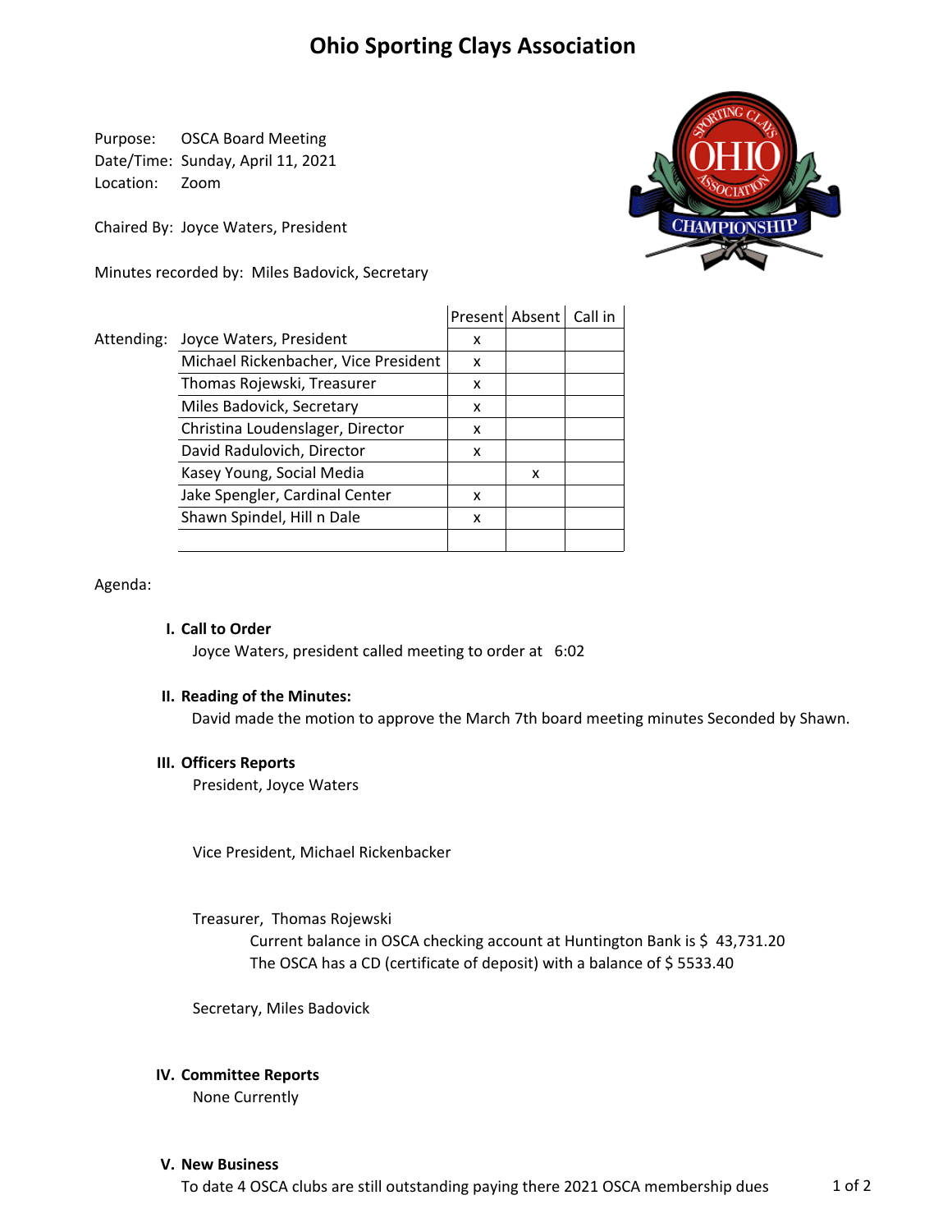# Ohio Sporting Clays Association

Purpose: OSCA Board Meeting
Date/Time: Sunday, April 11, 2021
Location: Zoom

Chaired By: Joyce Waters, President

Minutes recorded by: Miles Badovick, Secretary

| Attending: | | Present | Absent | Call in |
|---|---|---|---|---|
| | Joyce Waters, President | x | | |
| | Michael Rickenbacher, Vice President | x | | |
| | Thomas Rojewski, Treasurer | x | | |
| | Miles Badovick, Secretary | x | | |
| | Christina Loudenslager, Director | x | | |
| | David Radulovich, Director | x | | |
| | Kasey Young, Social Media | | x | |
| | Jake Spengler, Cardinal Center | x | | |
| | Shawn Spindel, Hill n Dale | x | | |
| | | | | |

Agenda:

**I. Call to Order**

Joyce Waters, president called meeting to order at 6:02

**II. Reading of the Minutes:**

David made the motion to approve the March 7th board meeting minutes Seconded by Shawn.

**III. Officers Reports**

President, Joyce Waters

Vice President, Michael Rickenbacker

Treasurer, Thomas Rojewski

Current balance in OSCA checking account at Huntington Bank is $ 43,731.20
The OSCA has a CD (certificate of deposit) with a balance of $ 5533.40

Secretary, Miles Badovick

**IV. Committee Reports**

None Currently

**V. New Business**

To date 4 OSCA clubs are still outstanding paying there 2021 OSCA membership dues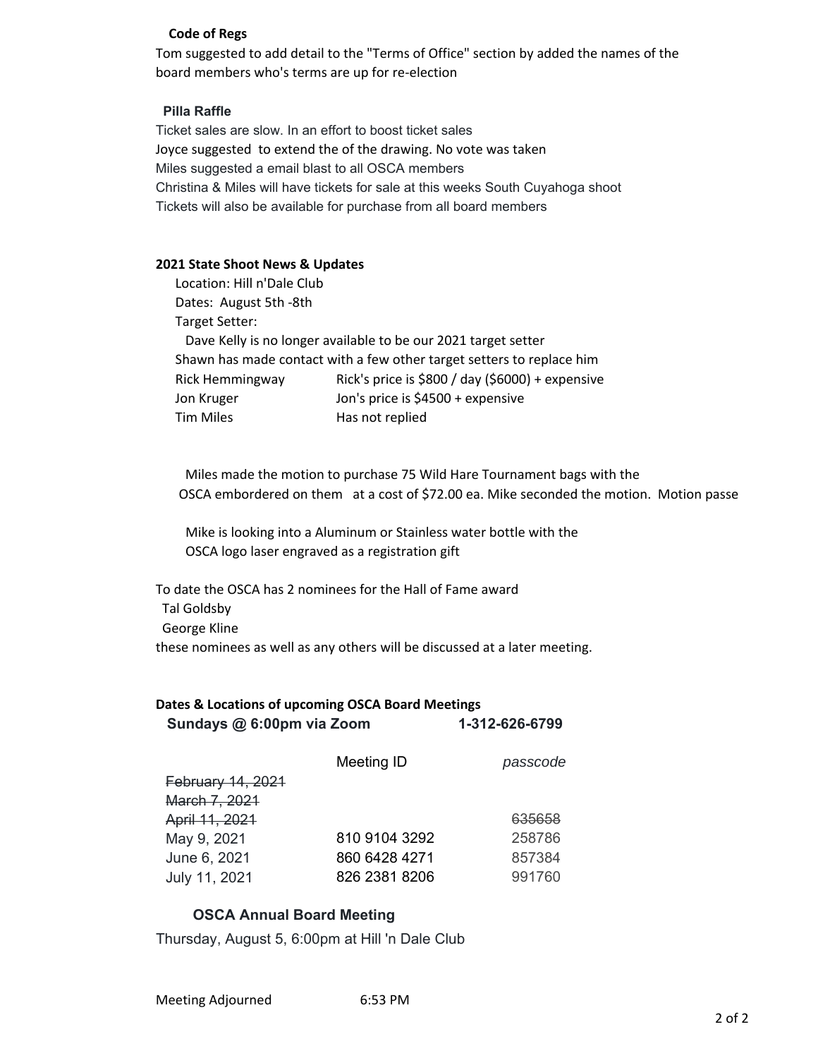### Code of Regs

Tom suggested to add detail to the "Terms of Office" section by added the names of the board members who's terms are up for re-election

### Pilla Raffle

Ticket sales are slow. In an effort to boost ticket sales
Joyce suggested to extend the of the drawing. No vote was taken
Miles suggested a email blast to all OSCA members
Christina & Miles will have tickets for sale at this weeks South Cuyahoga shoot
Tickets will also be available for purchase from all board members

### 2021 State Shoot News & Updates

Location: Hill n'Dale Club
Dates: August 5th -8th
Target Setter:
Dave Kelly is no longer available to be our 2021 target setter
Shawn has made contact with a few other target setters to replace him

| | |
|---|---|
| Rick Hemmingway | Rick's price is $800 / day ($6000) + expensive |
| Jon Kruger | Jon's price is $4500 + expensive |
| Tim Miles | Has not replied |

Miles made the motion to purchase 75 Wild Hare Tournament bags with the OSCA embordered on them at a cost of $72.00 ea. Mike seconded the motion. Motion passe

Mike is looking into a Aluminum or Stainless water bottle with the OSCA logo laser engraved as a registration gift

To date the OSCA has 2 nominees for the Hall of Fame award
Tal Goldsby
George Kline
these nominees as well as any others will be discussed at a later meeting.

### Dates & Locations of upcoming OSCA Board Meetings

**Sundays @ 6:00pm via Zoom** **1-312-626-6799**

| | Meeting ID | *passcode* |
|---|---|---|
| ~~February 14, 2021~~ | | |
| ~~March 7, 2021~~ | | |
| ~~April 11, 2021~~ | | ~~635658~~ |
| May 9, 2021 | 810 9104 3292 | 258786 |
| June 6, 2021 | 860 6428 4271 | 857384 |
| July 11, 2021 | 826 2381 8206 | 991760 |

### OSCA Annual Board Meeting

Thursday, August 5, 6:00pm at Hill 'n Dale Club

Meeting Adjourned 6:53 PM